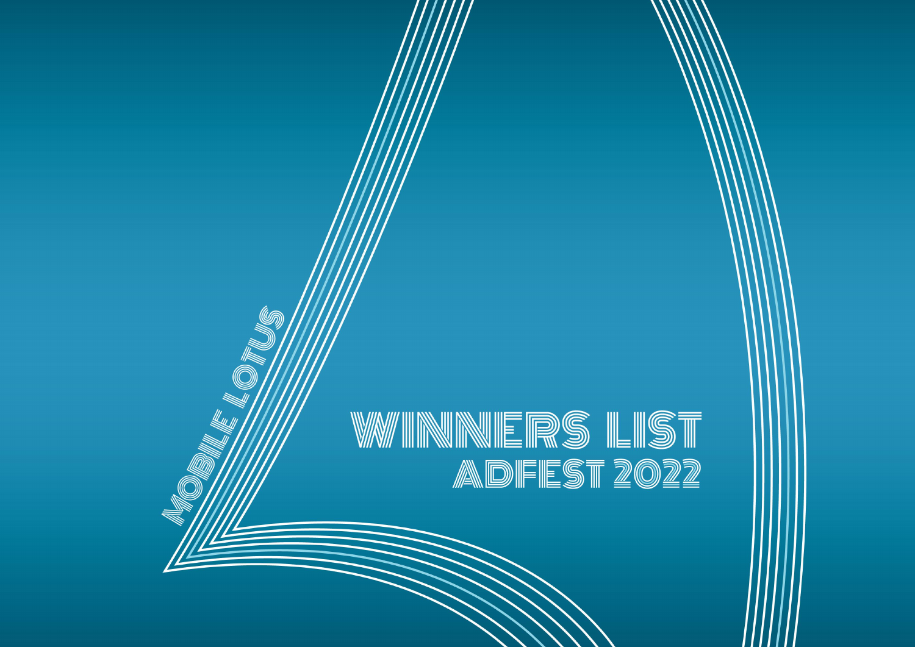MOBILE LOTUS

# WINNERS LIST

## ADFEST 2022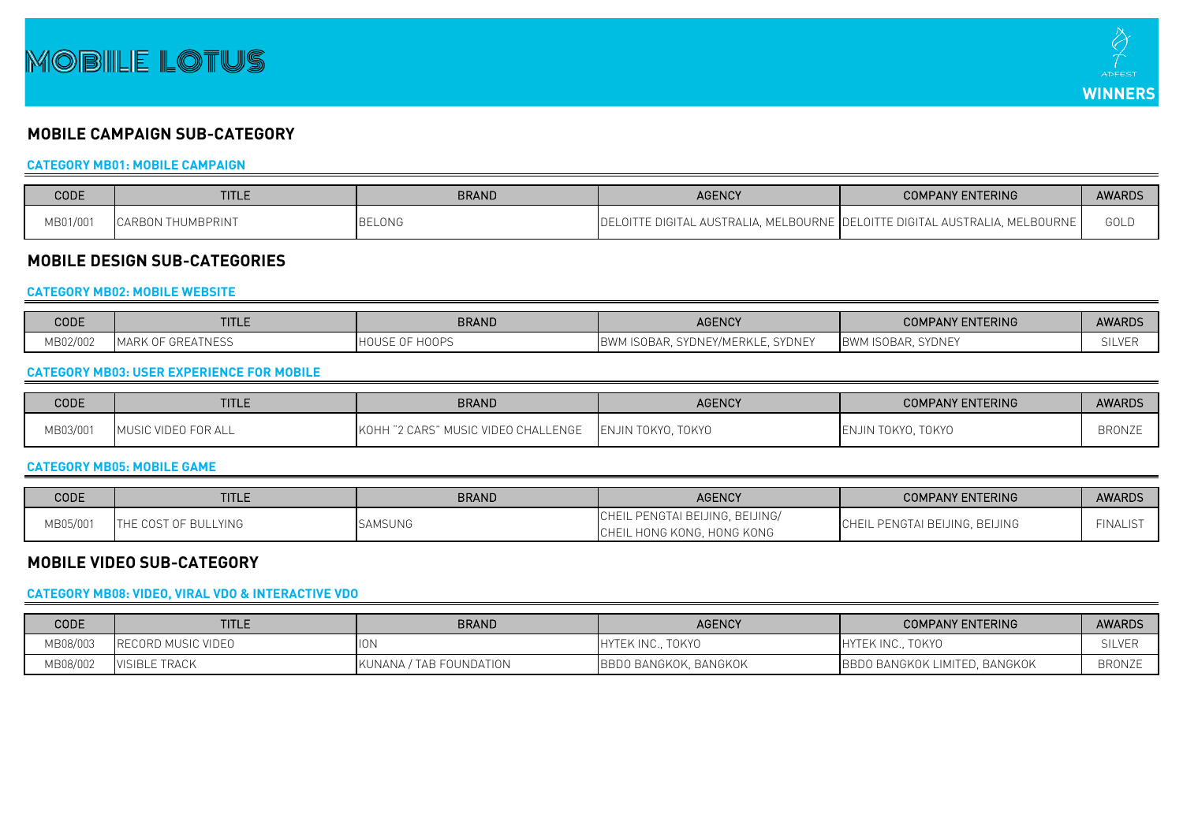# MOBILE LOTUS

ADFEST WINNERS

## MOBILE CAMPAIGN SUB-CATEGORY

### CATEGORY MB01: MOBILE CAMPAIGN

| CODE | TITLE | BRAND | AGENCY | COMPANY ENTERING | AWARDS |
|---|---|---|---|---|---|
| MB01/001 | CARBON THUMBPRINT | BELONG | DELOITTE DIGITAL AUSTRALIA, MELBOURNE | DELOITTE DIGITAL AUSTRALIA, MELBOURNE | GOLD |

## MOBILE DESIGN SUB-CATEGORIES

### CATEGORY MB02: MOBILE WEBSITE

| CODE | TITLE | BRAND | AGENCY | COMPANY ENTERING | AWARDS |
|---|---|---|---|---|---|
| MB02/002 | MARK OF GREATNESS | HOUSE OF HOOPS | BWM ISOBAR, SYDNEY/MERKLE, SYDNEY | BWM ISOBAR, SYDNEY | SILVER |

### CATEGORY MB03: USER EXPERIENCE FOR MOBILE

| CODE | TITLE | BRAND | AGENCY | COMPANY ENTERING | AWARDS |
|---|---|---|---|---|---|
| MB03/001 | MUSIC VIDEO FOR ALL | KOHH "2 CARS" MUSIC VIDEO CHALLENGE | ENJIN TOKYO, TOKYO | ENJIN TOKYO, TOKYO | BRONZE |

### CATEGORY MB05: MOBILE GAME

| CODE | TITLE | BRAND | AGENCY | COMPANY ENTERING | AWARDS |
|---|---|---|---|---|---|
| MB05/001 | THE COST OF BULLYING | SAMSUNG | CHEIL PENGTAI BEIJING, BEIJING/ CHEIL HONG KONG, HONG KONG | CHEIL PENGTAI BEIJING, BEIJING | FINALIST |

## MOBILE VIDEO SUB-CATEGORY

### CATEGORY MB08: VIDEO, VIRAL VDO & INTERACTIVE VDO

| CODE | TITLE | BRAND | AGENCY | COMPANY ENTERING | AWARDS |
|---|---|---|---|---|---|
| MB08/003 | RECORD MUSIC VIDEO | ION | HYTEK INC., TOKYO | HYTEK INC., TOKYO | SILVER |
| MB08/002 | VISIBLE TRACK | KUNANA / TAB FOUNDATION | BBDO BANGKOK, BANGKOK | BBDO BANGKOK LIMITED, BANGKOK | BRONZE |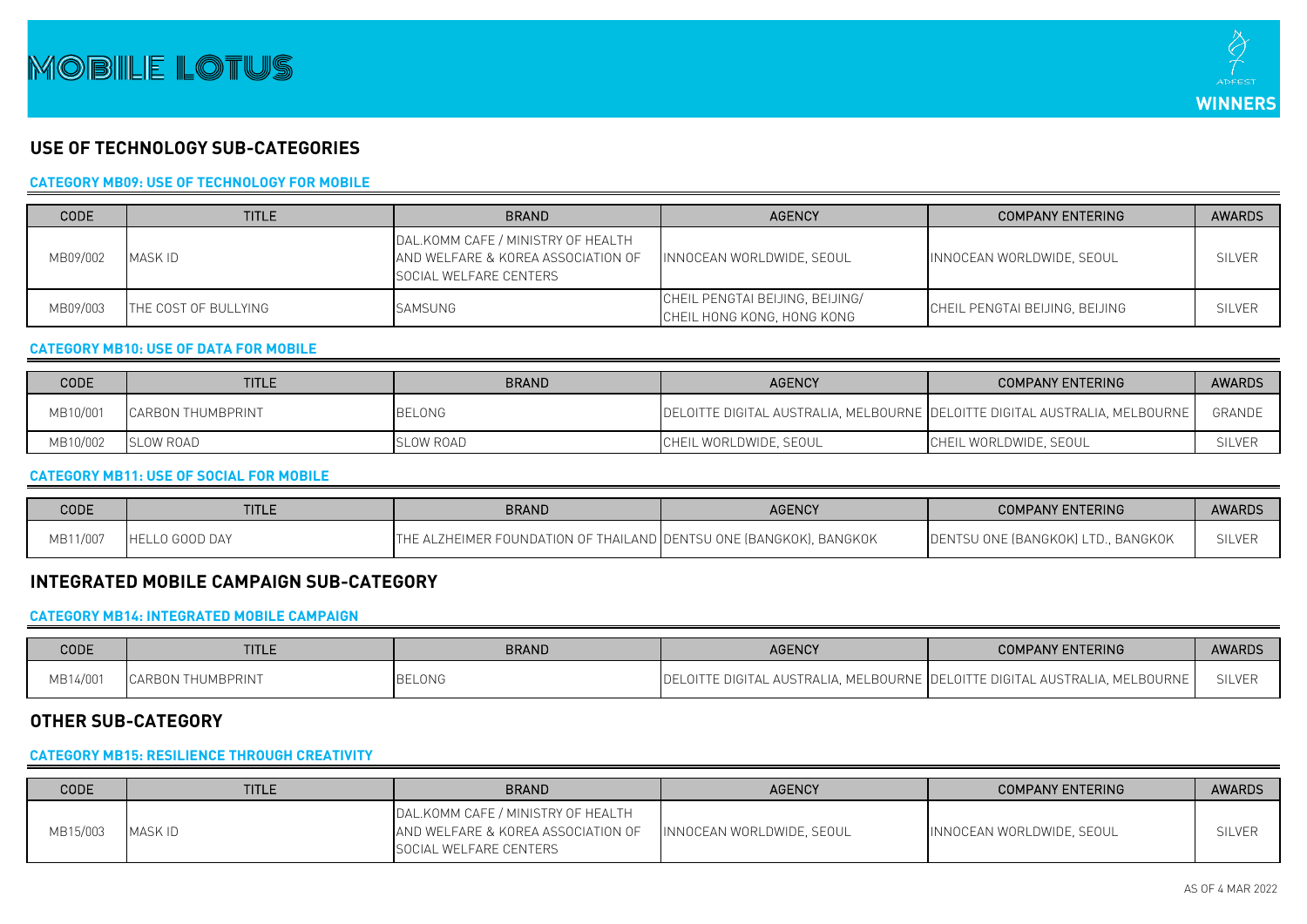# MOBILE LOTUS

WINNERS

## USE OF TECHNOLOGY SUB-CATEGORIES

### CATEGORY MB09: USE OF TECHNOLOGY FOR MOBILE

| CODE | TITLE | BRAND | AGENCY | COMPANY ENTERING | AWARDS |
|---|---|---|---|---|---|
| MB09/002 | MASK ID | DAL.KOMM CAFE / MINISTRY OF HEALTH AND WELFARE & KOREA ASSOCIATION OF SOCIAL WELFARE CENTERS | INNOCEAN WORLDWIDE, SEOUL | INNOCEAN WORLDWIDE, SEOUL | SILVER |
| MB09/003 | THE COST OF BULLYING | SAMSUNG | CHEIL PENGTAI BEIJING, BEIJING/ CHEIL HONG KONG, HONG KONG | CHEIL PENGTAI BEIJING, BEIJING | SILVER |

### CATEGORY MB10: USE OF DATA FOR MOBILE

| CODE | TITLE | BRAND | AGENCY | COMPANY ENTERING | AWARDS |
|---|---|---|---|---|---|
| MB10/001 | CARBON THUMBPRINT | BELONG | DELOITTE DIGITAL AUSTRALIA, MELBOURNE | DELOITTE DIGITAL AUSTRALIA, MELBOURNE | GRANDE |
| MB10/002 | SLOW ROAD | SLOW ROAD | CHEIL WORLDWIDE, SEOUL | CHEIL WORLDWIDE, SEOUL | SILVER |

### CATEGORY MB11: USE OF SOCIAL FOR MOBILE

| CODE | TITLE | BRAND | AGENCY | COMPANY ENTERING | AWARDS |
|---|---|---|---|---|---|
| MB11/007 | HELLO GOOD DAY | THE ALZHEIMER FOUNDATION OF THAILAND | DENTSU ONE (BANGKOK), BANGKOK | DENTSU ONE (BANGKOK) LTD., BANGKOK | SILVER |

## INTEGRATED MOBILE CAMPAIGN SUB-CATEGORY

### CATEGORY MB14: INTEGRATED MOBILE CAMPAIGN

| CODE | TITLE | BRAND | AGENCY | COMPANY ENTERING | AWARDS |
|---|---|---|---|---|---|
| MB14/001 | CARBON THUMBPRINT | BELONG | DELOITTE DIGITAL AUSTRALIA, MELBOURNE | DELOITTE DIGITAL AUSTRALIA, MELBOURNE | SILVER |

## OTHER SUB-CATEGORY

### CATEGORY MB15: RESILIENCE THROUGH CREATIVITY

| CODE | TITLE | BRAND | AGENCY | COMPANY ENTERING | AWARDS |
|---|---|---|---|---|---|
| MB15/003 | MASK ID | DAL.KOMM CAFE / MINISTRY OF HEALTH AND WELFARE & KOREA ASSOCIATION OF SOCIAL WELFARE CENTERS | INNOCEAN WORLDWIDE, SEOUL | INNOCEAN WORLDWIDE, SEOUL | SILVER |

AS OF 4 MAR 2022